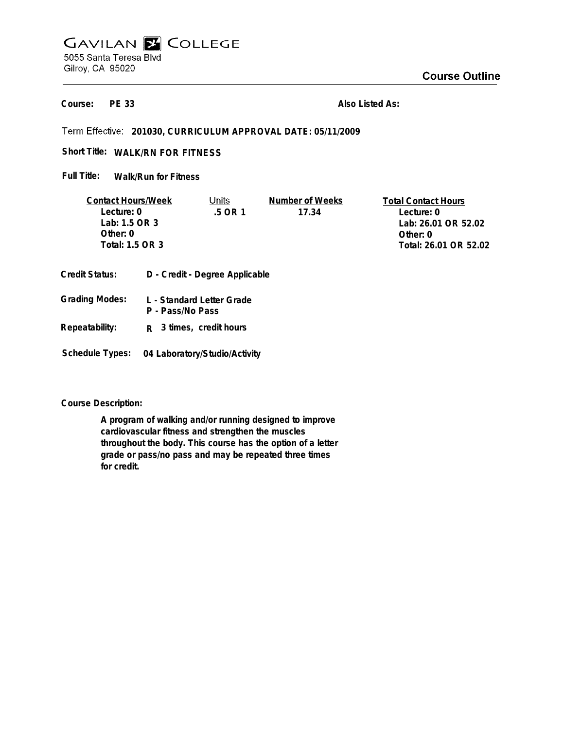# GAVILAN COLLEGE

5055 Santa Teresa Blvd
Gilroy, CA 95020

## Course Outline

**Course:** PE 33

**Also Listed As:**

Term Effective: **201030, CURRICULUM APPROVAL DATE: 05/11/2009**

**Short Title:** WALK/RN FOR FITNESS

**Full Title:** Walk/Run for Fitness

| Contact Hours/Week | Units | Number of Weeks | Total Contact Hours |
|---|---|---|---|
| Lecture: 0 | .5 OR 1 | 17.34 | Lecture: 0 |
| Lab: 1.5 OR 3 | | | Lab: 26.01 OR 52.02 |
| Other: 0 | | | Other: 0 |
| Total: 1.5 OR 3 | | | Total: 26.01 OR 52.02 |

**Credit Status:** D - Credit - Degree Applicable

**Grading Modes:** L - Standard Letter Grade
P - Pass/No Pass

**Repeatability:** R 3 times, credit hours

**Schedule Types:** 04 Laboratory/Studio/Activity

**Course Description:**

A program of walking and/or running designed to improve cardiovascular fitness and strengthen the muscles throughout the body. This course has the option of a letter grade or pass/no pass and may be repeated three times for credit.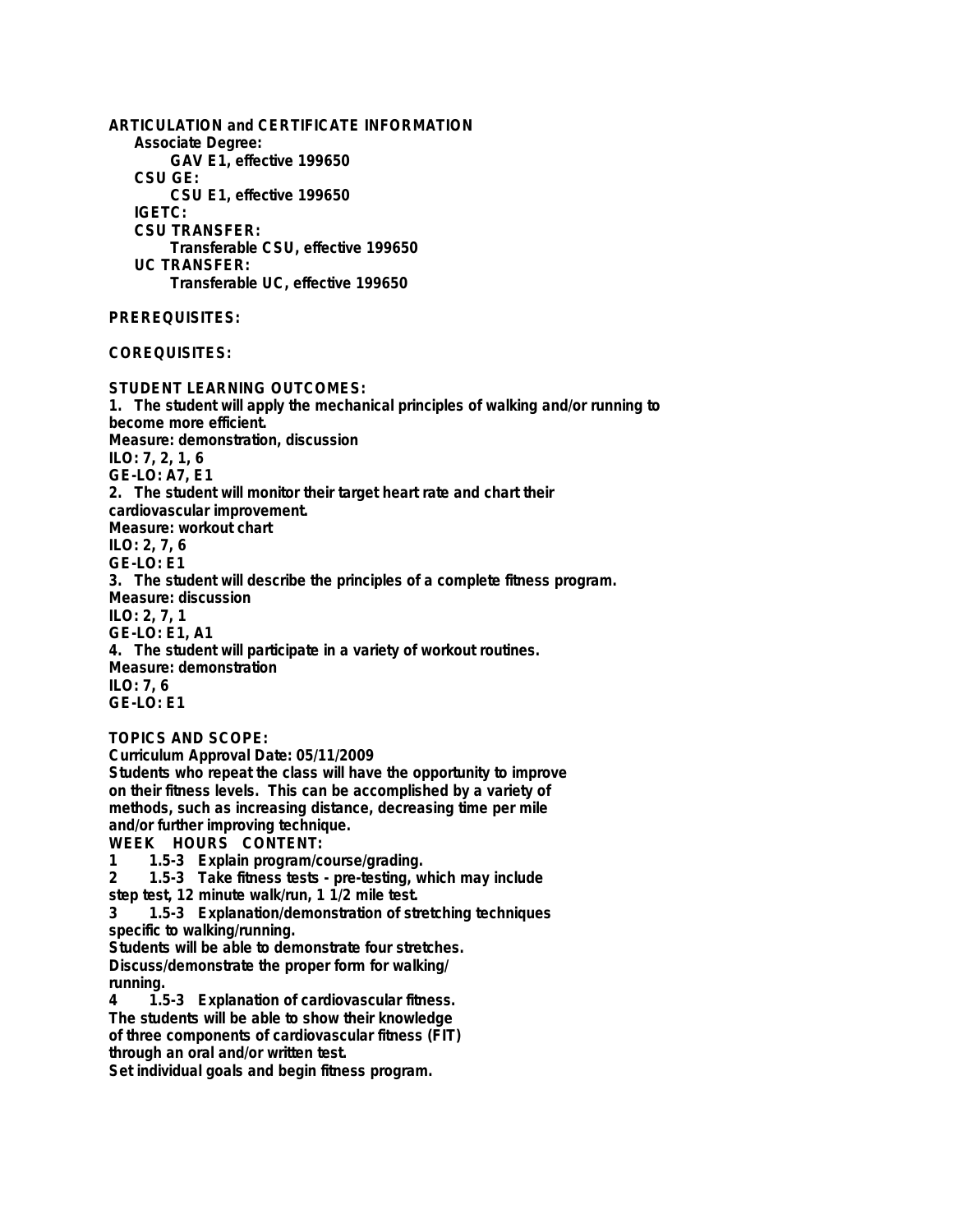**ARTICULATION and CERTIFICATE INFORMATION**

**Associate Degree:**

**GAV E1, effective 199650**

**CSU GE:**

**CSU E1, effective 199650**

**IGETC:**

**CSU TRANSFER:**

**Transferable CSU, effective 199650**

**UC TRANSFER:**

**Transferable UC, effective 199650**

**PREREQUISITES:**

**COREQUISITES:**

**STUDENT LEARNING OUTCOMES:**

1. The student will apply the mechanical principles of walking and/or running to become more efficient.
Measure: demonstration, discussion
ILO: 7, 2, 1, 6
GE-LO: A7, E1
2. The student will monitor their target heart rate and chart their cardiovascular improvement.
Measure: workout chart
ILO: 2, 7, 6
GE-LO: E1
3. The student will describe the principles of a complete fitness program.
Measure: discussion
ILO: 2, 7, 1
GE-LO: E1, A1
4. The student will participate in a variety of workout routines.
Measure: demonstration
ILO: 7, 6
GE-LO: E1

**TOPICS AND SCOPE:**

Curriculum Approval Date: 05/11/2009

Students who repeat the class will have the opportunity to improve on their fitness levels. This can be accomplished by a variety of methods, such as increasing distance, decreasing time per mile and/or further improving technique.

WEEK HOURS CONTENT:

1 1.5-3 Explain program/course/grading.

2 1.5-3 Take fitness tests - pre-testing, which may include step test, 12 minute walk/run, 1 1/2 mile test.

3 1.5-3 Explanation/demonstration of stretching techniques specific to walking/running.
Students will be able to demonstrate four stretches.
Discuss/demonstrate the proper form for walking/running.

4 1.5-3 Explanation of cardiovascular fitness.
The students will be able to show their knowledge of three components of cardiovascular fitness (FIT) through an oral and/or written test.
Set individual goals and begin fitness program.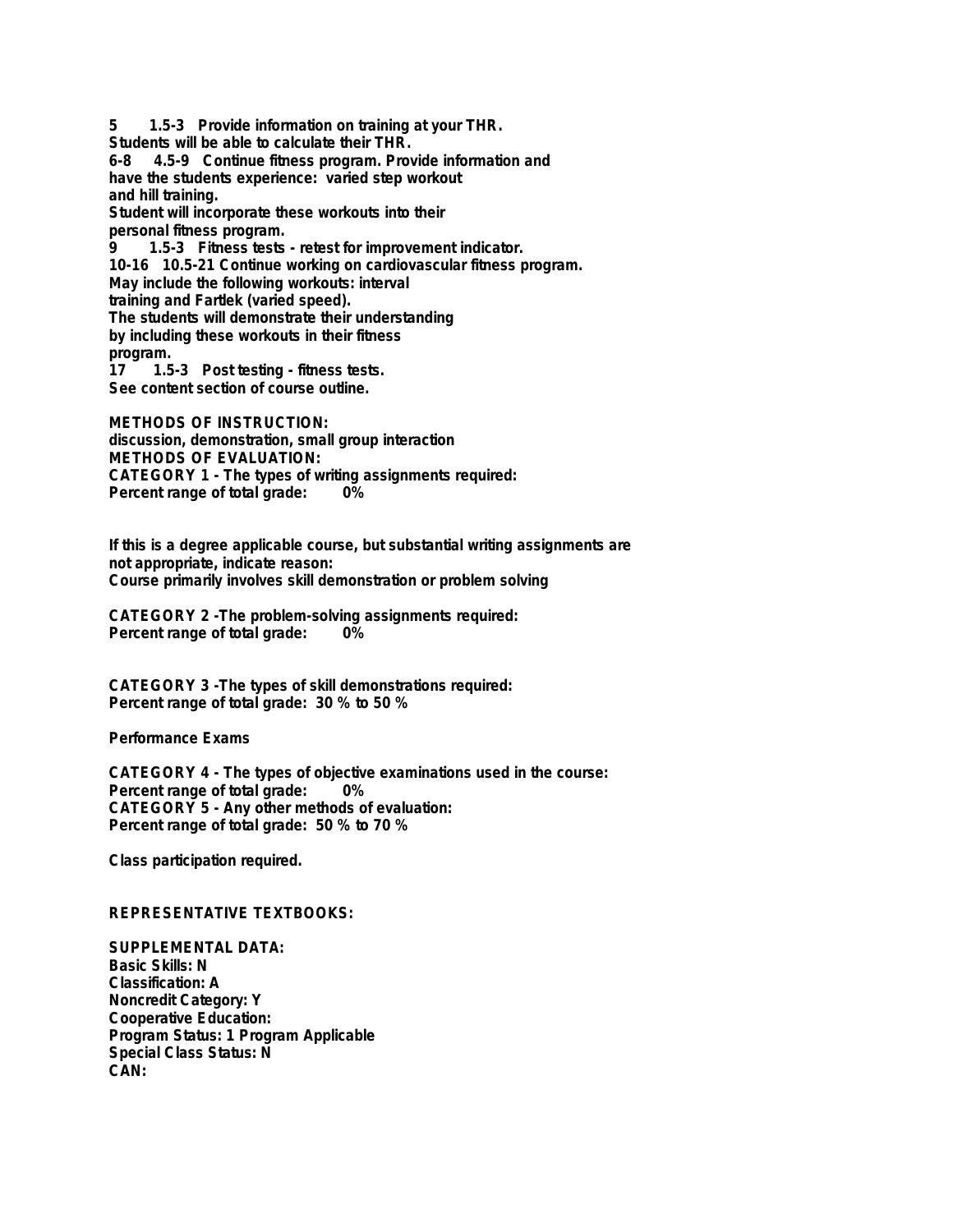5 1.5-3 Provide information on training at your THR.
Students will be able to calculate their THR.
6-8 4.5-9 Continue fitness program. Provide information and
have the students experience: varied step workout
and hill training.
Student will incorporate these workouts into their
personal fitness program.
9 1.5-3 Fitness tests - retest for improvement indicator.
10-16 10.5-21 Continue working on cardiovascular fitness program.
May include the following workouts: interval
training and Fartlek (varied speed).
The students will demonstrate their understanding
by including these workouts in their fitness
program.
17 1.5-3 Post testing - fitness tests.
See content section of course outline.

**METHODS OF INSTRUCTION:**
discussion, demonstration, small group interaction
**METHODS OF EVALUATION:**
CATEGORY 1 - The types of writing assignments required:
Percent range of total grade: 0%

If this is a degree applicable course, but substantial writing assignments are
not appropriate, indicate reason:
Course primarily involves skill demonstration or problem solving

CATEGORY 2 -The problem-solving assignments required:
Percent range of total grade: 0%

CATEGORY 3 -The types of skill demonstrations required:
Percent range of total grade: 30 % to 50 %

Performance Exams

CATEGORY 4 - The types of objective examinations used in the course:
Percent range of total grade: 0%
CATEGORY 5 - Any other methods of evaluation:
Percent range of total grade: 50 % to 70 %

Class participation required.

**REPRESENTATIVE TEXTBOOKS:**

**SUPPLEMENTAL DATA:**
Basic Skills: N
Classification: A
Noncredit Category: Y
Cooperative Education:
Program Status: 1 Program Applicable
Special Class Status: N
CAN: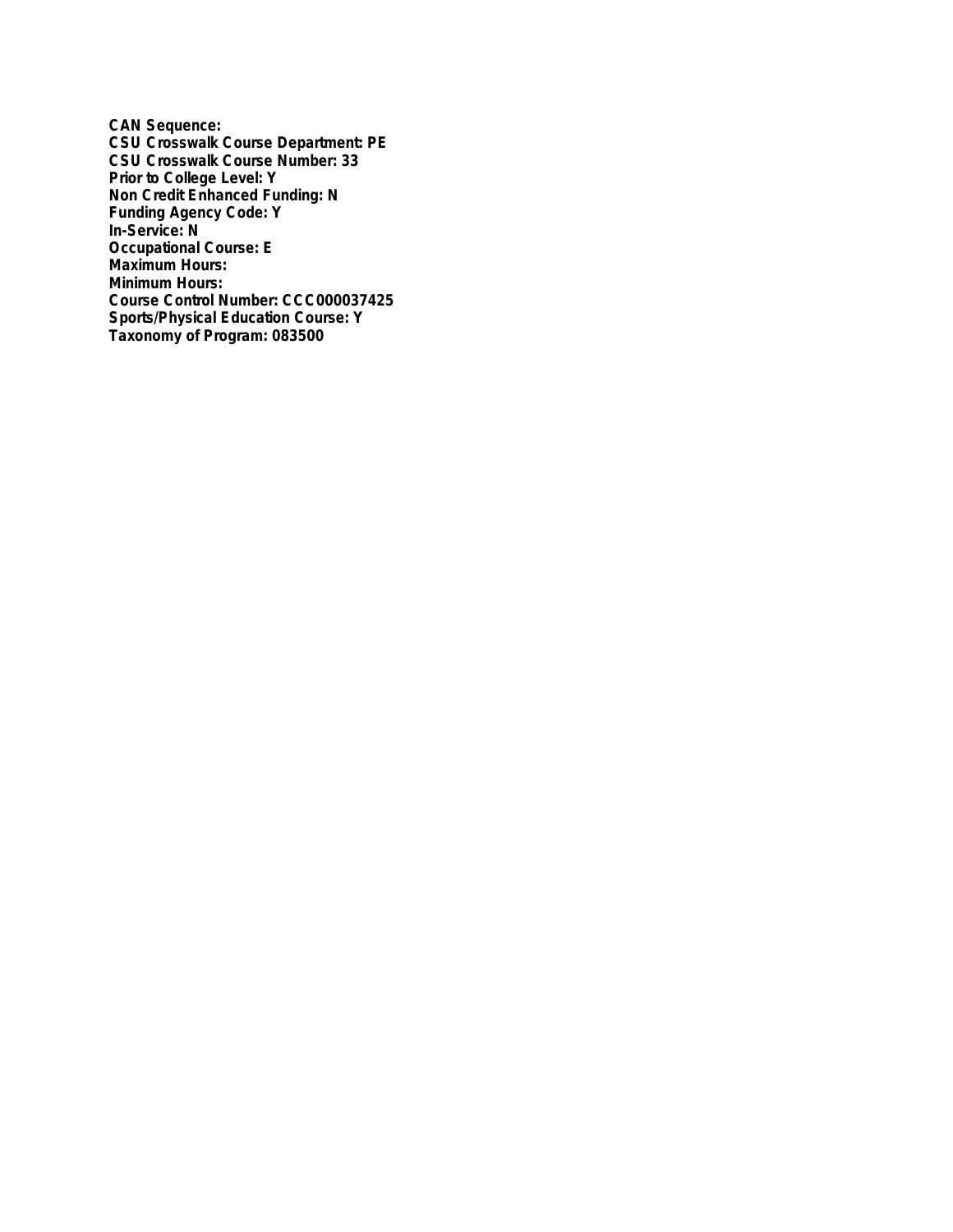**CAN Sequence:**
**CSU Crosswalk Course Department: PE**
**CSU Crosswalk Course Number: 33**
**Prior to College Level: Y**
**Non Credit Enhanced Funding: N**
**Funding Agency Code: Y**
**In-Service: N**
**Occupational Course: E**
**Maximum Hours:**
**Minimum Hours:**
**Course Control Number: CCC000037425**
**Sports/Physical Education Course: Y**
**Taxonomy of Program: 083500**